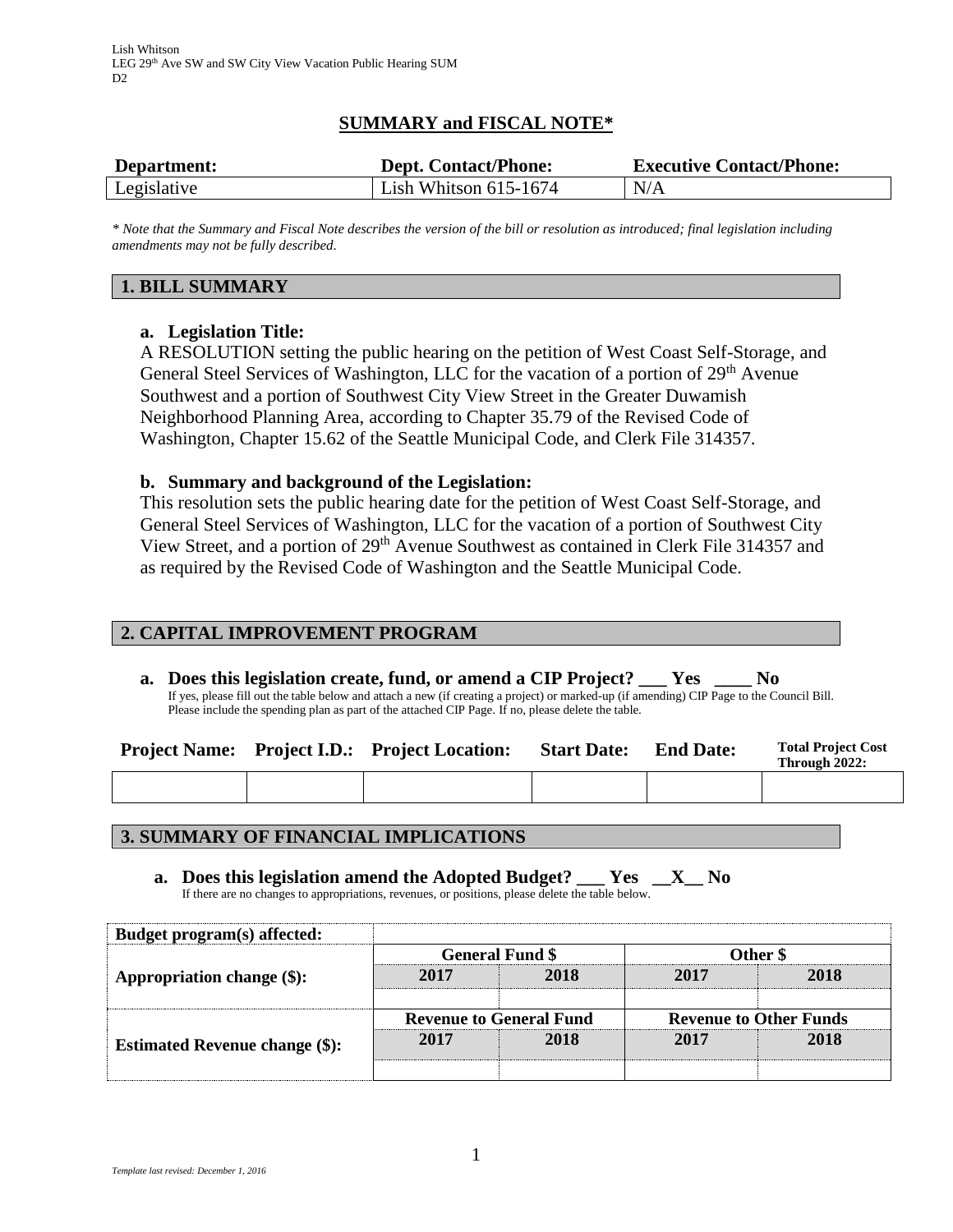Lish Whitson
LEG 29th Ave SW and SW City View Vacation Public Hearing SUM
D2

## SUMMARY and FISCAL NOTE*

| Department: | Dept. Contact/Phone: | Executive Contact/Phone: |
|---|---|---|
| Legislative | Lish Whitson 615-1674 | N/A |

*\* Note that the Summary and Fiscal Note describes the version of the bill or resolution as introduced; final legislation including amendments may not be fully described.*

## 1. BILL SUMMARY

**a. Legislation Title:**

A RESOLUTION setting the public hearing on the petition of West Coast Self-Storage, and General Steel Services of Washington, LLC for the vacation of a portion of 29th Avenue Southwest and a portion of Southwest City View Street in the Greater Duwamish Neighborhood Planning Area, according to Chapter 35.79 of the Revised Code of Washington, Chapter 15.62 of the Seattle Municipal Code, and Clerk File 314357.

**b. Summary and background of the Legislation:**

This resolution sets the public hearing date for the petition of West Coast Self-Storage, and General Steel Services of Washington, LLC for the vacation of a portion of Southwest City View Street, and a portion of 29th Avenue Southwest as contained in Clerk File 314357 and as required by the Revised Code of Washington and the Seattle Municipal Code.

## 2. CAPITAL IMPROVEMENT PROGRAM

**a. Does this legislation create, fund, or amend a CIP Project? ___ Yes ____ No**

If yes, please fill out the table below and attach a new (if creating a project) or marked-up (if amending) CIP Page to the Council Bill. Please include the spending plan as part of the attached CIP Page. If no, please delete the table.

| Project Name: | Project I.D.: | Project Location: | Start Date: | End Date: | Total Project Cost Through 2022: |
|---|---|---|---|---|---|
| | | | | | |

## 3. SUMMARY OF FINANCIAL IMPLICATIONS

**a. Does this legislation amend the Adopted Budget? ___ Yes __X__ No**

If there are no changes to appropriations, revenues, or positions, please delete the table below.

| Budget program(s) affected: | | | | |
|---|---|---|---|---|
| | General Fund $ | | Other $ | |
| Appropriation change ($): | 2017 | 2018 | 2017 | 2018 |
| | | | | |
| | Revenue to General Fund | | Revenue to Other Funds | |
| Estimated Revenue change ($): | 2017 | 2018 | 2017 | 2018 |
| | | | | |

*Template last revised: December 1, 2016*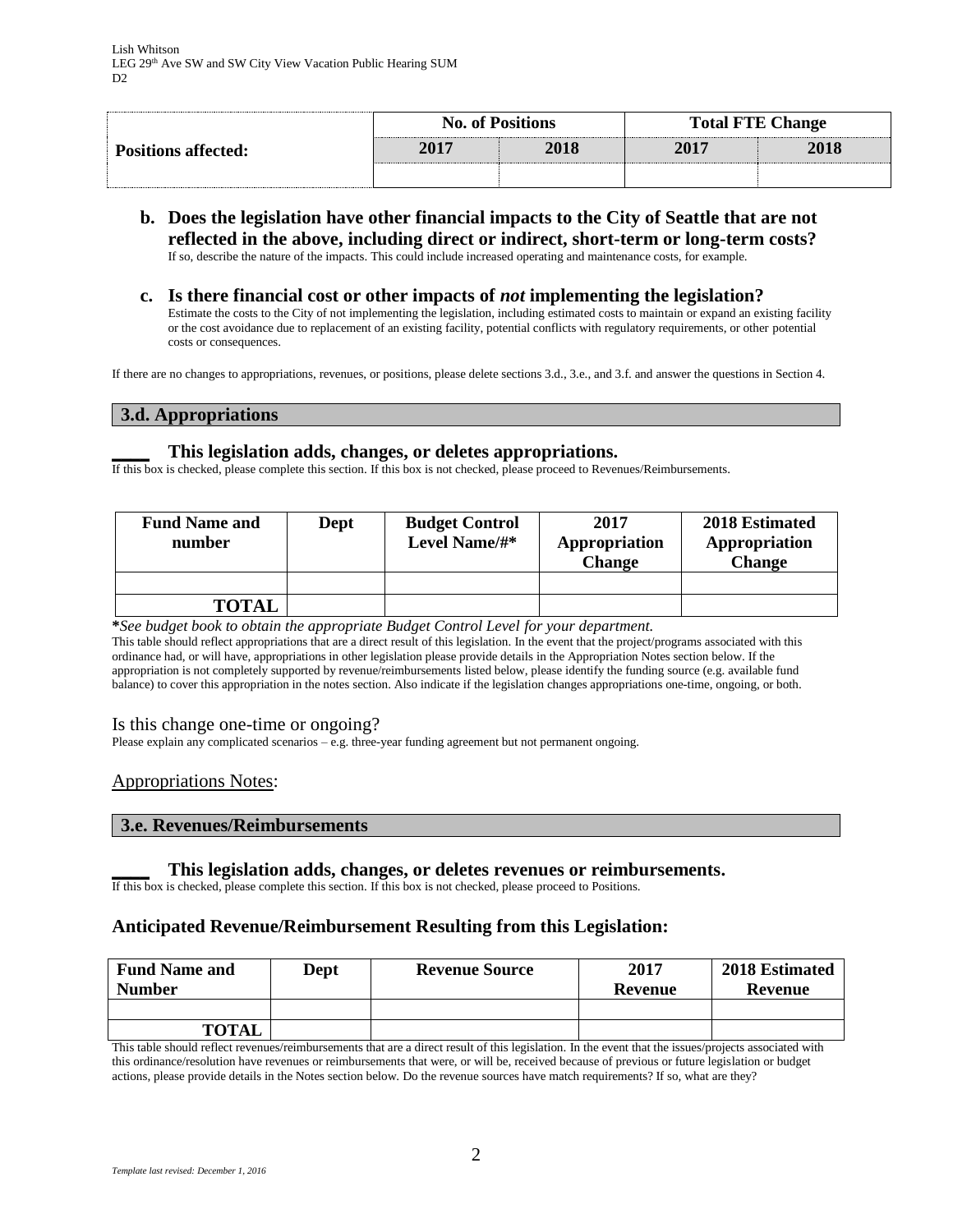| Positions affected: | No. of Positions | | Total FTE Change | |
|---|---|---|---|---|
| | 2017 | 2018 | 2017 | 2018 |
| | | | | |

**b. Does the legislation have other financial impacts to the City of Seattle that are not reflected in the above, including direct or indirect, short-term or long-term costs?**
If so, describe the nature of the impacts. This could include increased operating and maintenance costs, for example.

**c. Is there financial cost or other impacts of *not* implementing the legislation?**
Estimate the costs to the City of not implementing the legislation, including estimated costs to maintain or expand an existing facility or the cost avoidance due to replacement of an existing facility, potential conflicts with regulatory requirements, or other potential costs or consequences.

If there are no changes to appropriations, revenues, or positions, please delete sections 3.d., 3.e., and 3.f. and answer the questions in Section 4.

## 3.d. Appropriations

**____ This legislation adds, changes, or deletes appropriations.**
If this box is checked, please complete this section. If this box is not checked, please proceed to Revenues/Reimbursements.

| Fund Name and number | Dept | Budget Control Level Name/#* | 2017 Appropriation Change | 2018 Estimated Appropriation Change |
|---|---|---|---|---|
| | | | | |
| **TOTAL** | | | | |

***See budget book to obtain the appropriate Budget Control Level for your department.***
This table should reflect appropriations that are a direct result of this legislation. In the event that the project/programs associated with this ordinance had, or will have, appropriations in other legislation please provide details in the Appropriation Notes section below. If the appropriation is not completely supported by revenue/reimbursements listed below, please identify the funding source (e.g. available fund balance) to cover this appropriation in the notes section. Also indicate if the legislation changes appropriations one-time, ongoing, or both.

Is this change one-time or ongoing?
Please explain any complicated scenarios – e.g. three-year funding agreement but not permanent ongoing.

Appropriations Notes:

## 3.e. Revenues/Reimbursements

**____ This legislation adds, changes, or deletes revenues or reimbursements.**
If this box is checked, please complete this section. If this box is not checked, please proceed to Positions.

### Anticipated Revenue/Reimbursement Resulting from this Legislation:

| Fund Name and Number | Dept | Revenue Source | 2017 Revenue | 2018 Estimated Revenue |
|---|---|---|---|---|
| | | | | |
| **TOTAL** | | | | |

This table should reflect revenues/reimbursements that are a direct result of this legislation. In the event that the issues/projects associated with this ordinance/resolution have revenues or reimbursements that were, or will be, received because of previous or future legislation or budget actions, please provide details in the Notes section below. Do the revenue sources have match requirements? If so, what are they?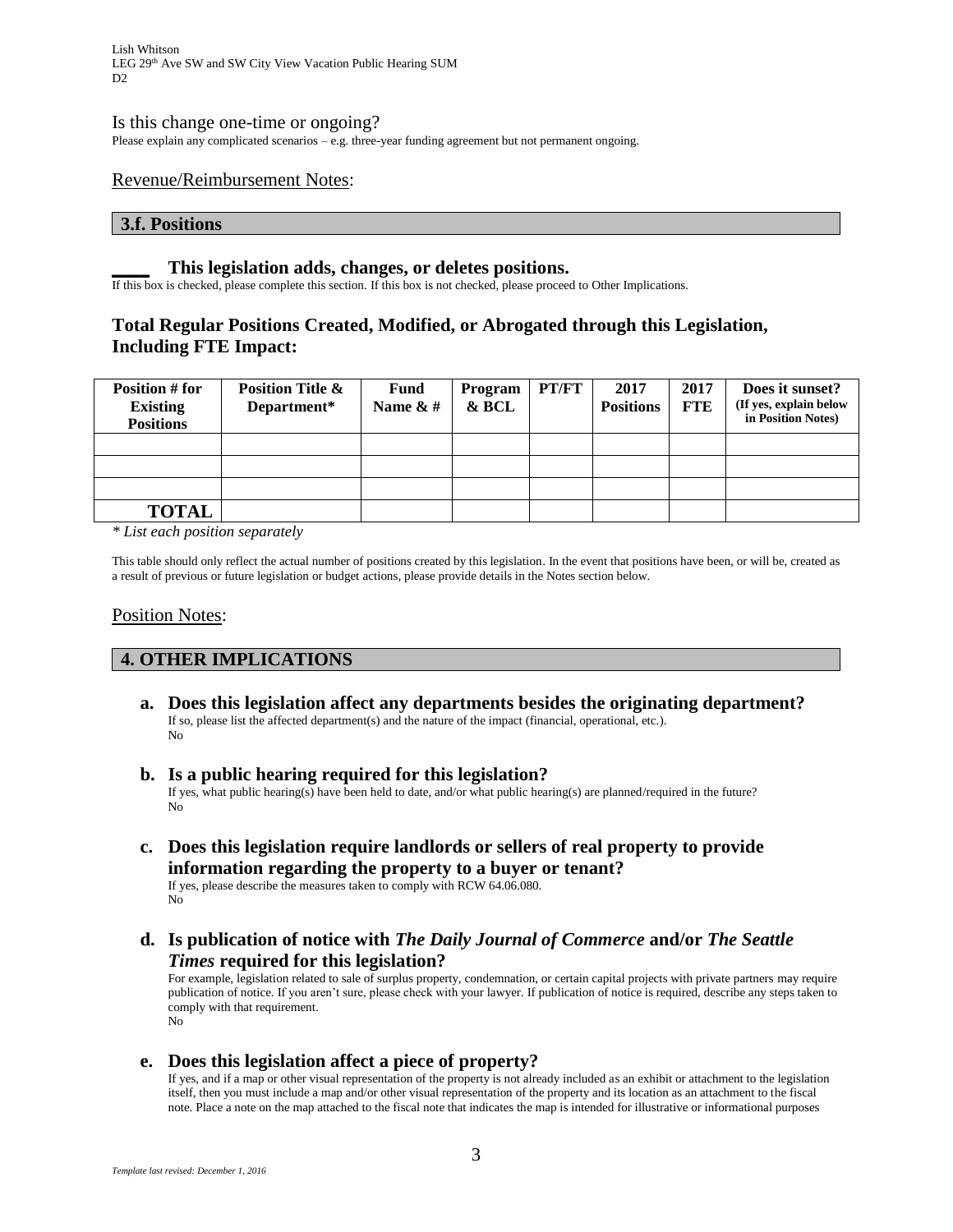### Is this change one-time or ongoing?

Please explain any complicated scenarios – e.g. three-year funding agreement but not permanent ongoing.

Revenue/Reimbursement Notes:

## 3.f. Positions

**\_\_\_\_ This legislation adds, changes, or deletes positions.**

If this box is checked, please complete this section. If this box is not checked, please proceed to Other Implications.

### Total Regular Positions Created, Modified, or Abrogated through this Legislation, Including FTE Impact:

| Position # for Existing Positions | Position Title & Department* | Fund Name & # | Program & BCL | PT/FT | 2017 Positions | 2017 FTE | Does it sunset? (If yes, explain below in Position Notes) |
|---|---|---|---|---|---|---|---|
| | | | | | | | |
| | | | | | | | |
| | | | | | | | |
| **TOTAL** | | | | | | | |

*\* List each position separately*

This table should only reflect the actual number of positions created by this legislation. In the event that positions have been, or will be, created as a result of previous or future legislation or budget actions, please provide details in the Notes section below.

Position Notes:

## 4. OTHER IMPLICATIONS

**a. Does this legislation affect any departments besides the originating department?**

If so, please list the affected department(s) and the nature of the impact (financial, operational, etc.).

No

**b. Is a public hearing required for this legislation?**

If yes, what public hearing(s) have been held to date, and/or what public hearing(s) are planned/required in the future?

No

**c. Does this legislation require landlords or sellers of real property to provide information regarding the property to a buyer or tenant?**

If yes, please describe the measures taken to comply with RCW 64.06.080.

No

**d. Is publication of notice with *The Daily Journal of Commerce* and/or *The Seattle Times* required for this legislation?**

For example, legislation related to sale of surplus property, condemnation, or certain capital projects with private partners may require publication of notice. If you aren't sure, please check with your lawyer. If publication of notice is required, describe any steps taken to comply with that requirement.

No

**e. Does this legislation affect a piece of property?**

If yes, and if a map or other visual representation of the property is not already included as an exhibit or attachment to the legislation itself, then you must include a map and/or other visual representation of the property and its location as an attachment to the fiscal note. Place a note on the map attached to the fiscal note that indicates the map is intended for illustrative or informational purposes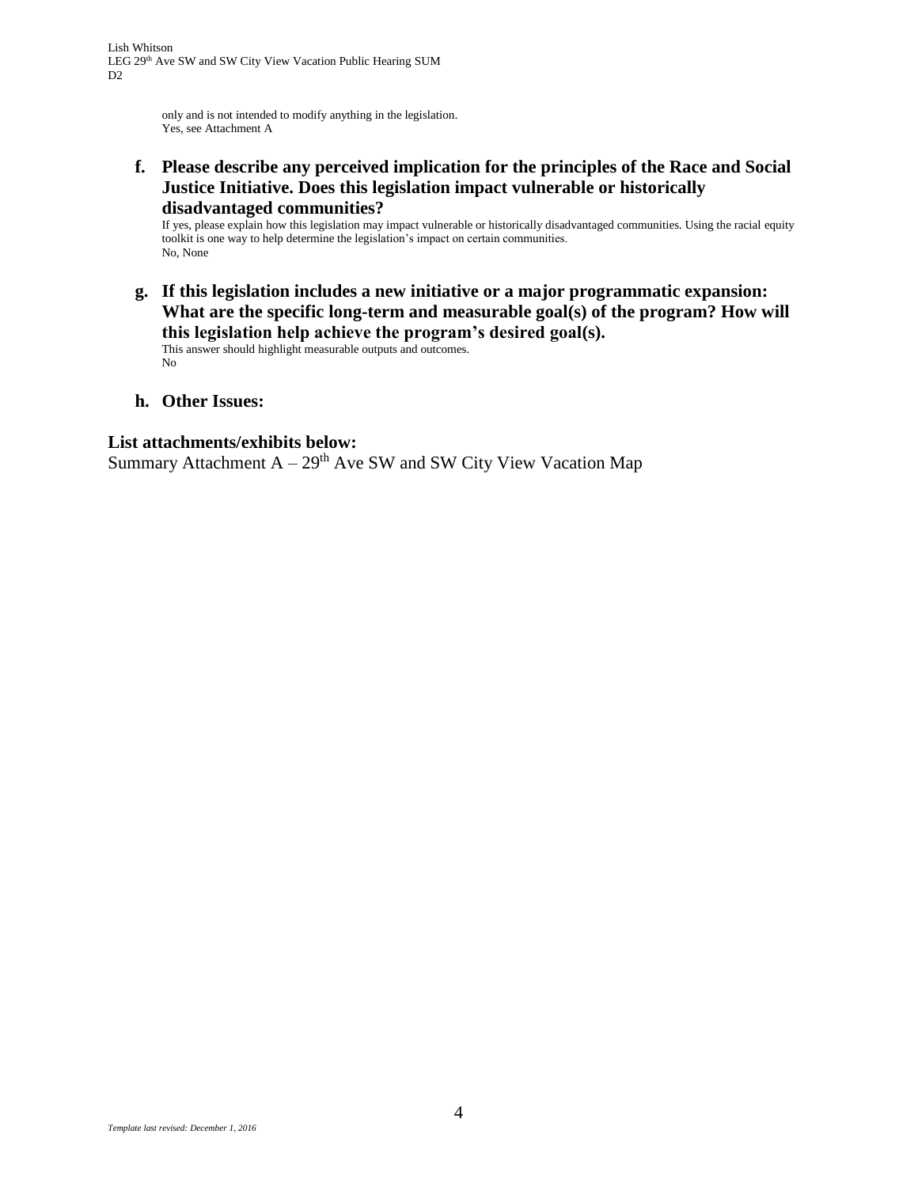only and is not intended to modify anything in the legislation.
Yes, see Attachment A

**f. Please describe any perceived implication for the principles of the Race and Social Justice Initiative. Does this legislation impact vulnerable or historically disadvantaged communities?**

If yes, please explain how this legislation may impact vulnerable or historically disadvantaged communities. Using the racial equity toolkit is one way to help determine the legislation's impact on certain communities.
No, None

**g. If this legislation includes a new initiative or a major programmatic expansion: What are the specific long-term and measurable goal(s) of the program? How will this legislation help achieve the program's desired goal(s).**

This answer should highlight measurable outputs and outcomes.
No

**h. Other Issues:**

**List attachments/exhibits below:**

Summary Attachment A – 29th Ave SW and SW City View Vacation Map